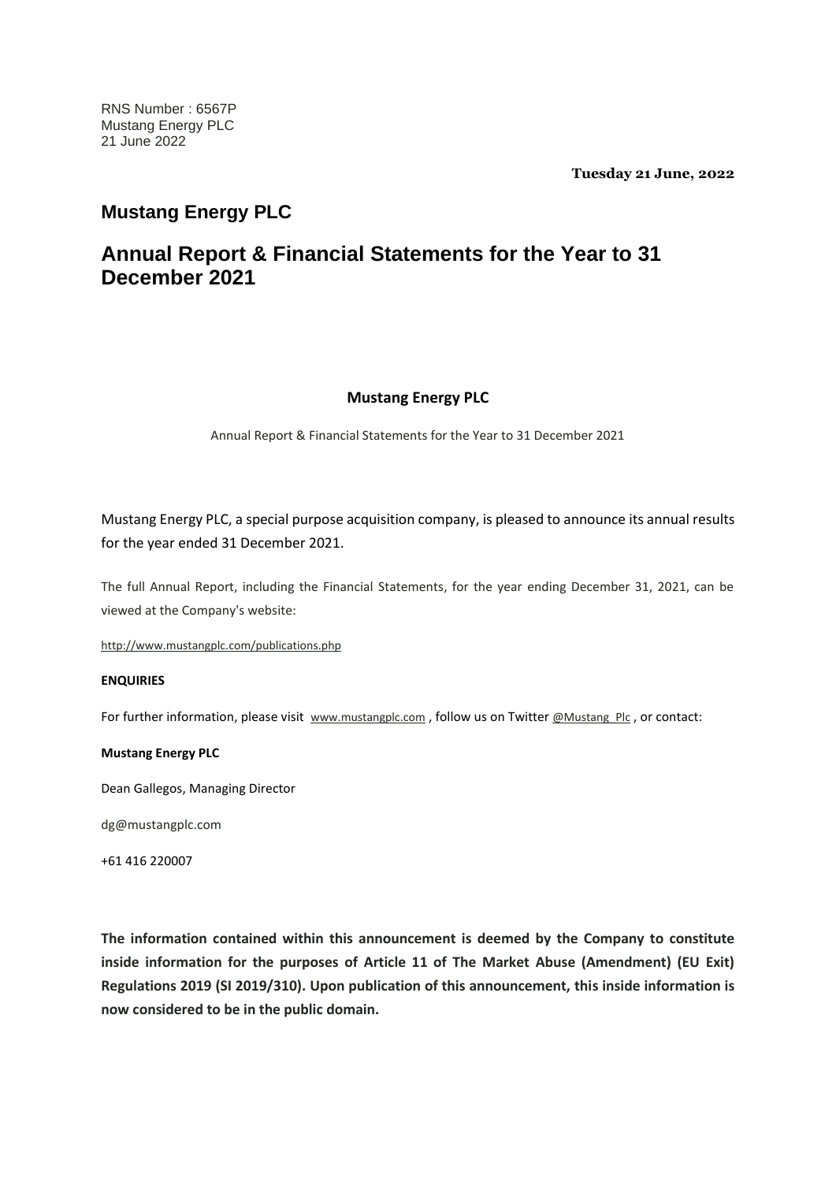RNS Number : 6567P
Mustang Energy PLC
21 June 2022

**Tuesday 21 June, 2022**

## Mustang Energy PLC

## Annual Report & Financial Statements for the Year to 31 December 2021

**Mustang Energy PLC**

Annual Report & Financial Statements for the Year to 31 December 2021

Mustang Energy PLC, a special purpose acquisition company, is pleased to announce its annual results for the year ended 31 December 2021.

The full Annual Report, including the Financial Statements, for the year ending December 31, 2021, can be viewed at the Company's website:

http://www.mustangplc.com/publications.php

**ENQUIRIES**

For further information, please visit www.mustangplc.com , follow us on Twitter @Mustang_Plc , or contact:

**Mustang Energy PLC**

Dean Gallegos, Managing Director

dg@mustangplc.com

+61 416 220007

**The information contained within this announcement is deemed by the Company to constitute inside information for the purposes of Article 11 of The Market Abuse (Amendment) (EU Exit) Regulations 2019 (SI 2019/310). Upon publication of this announcement, this inside information is now considered to be in the public domain.**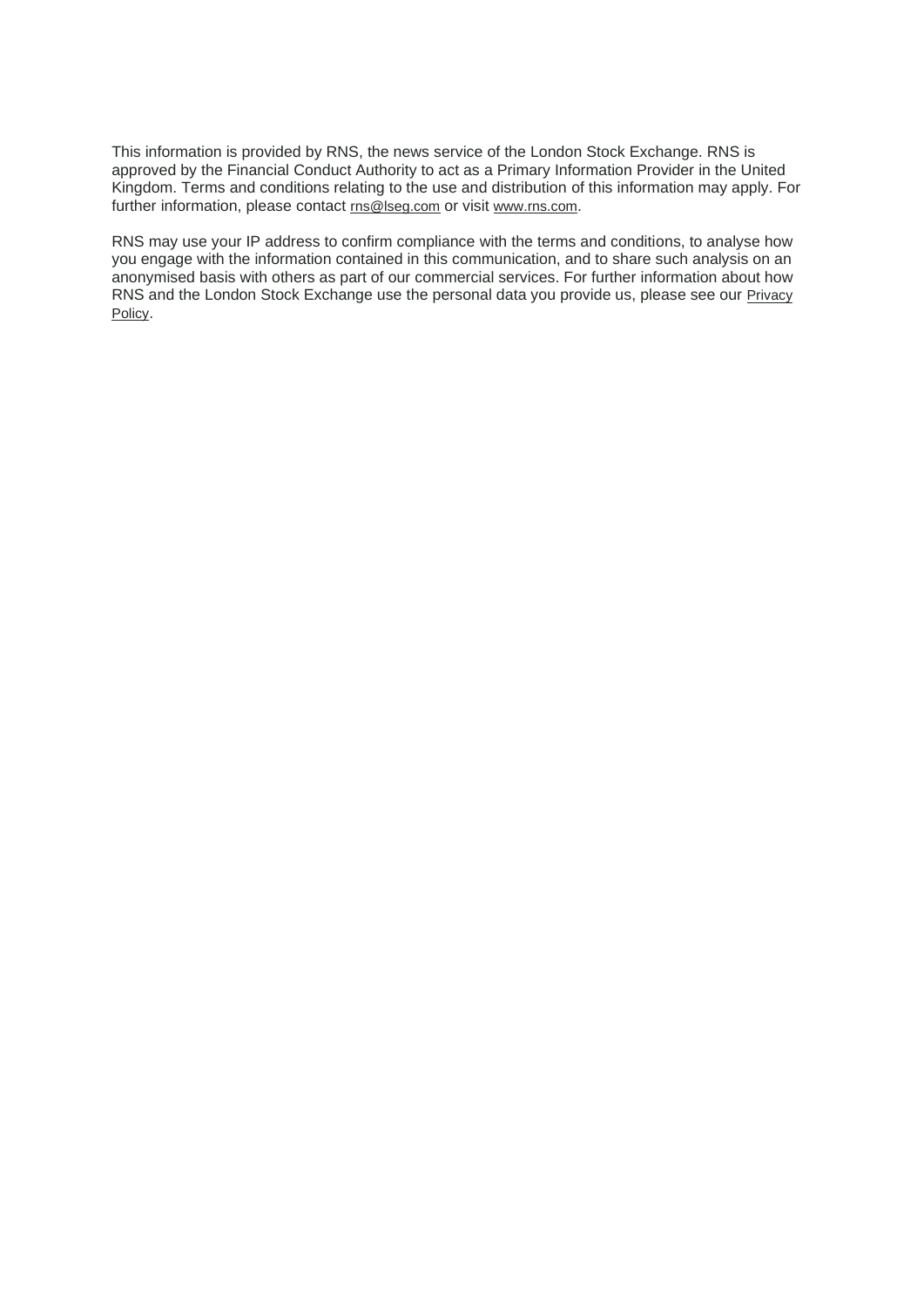This information is provided by RNS, the news service of the London Stock Exchange. RNS is approved by the Financial Conduct Authority to act as a Primary Information Provider in the United Kingdom. Terms and conditions relating to the use and distribution of this information may apply. For further information, please contact rns@lseg.com or visit www.rns.com.

RNS may use your IP address to confirm compliance with the terms and conditions, to analyse how you engage with the information contained in this communication, and to share such analysis on an anonymised basis with others as part of our commercial services. For further information about how RNS and the London Stock Exchange use the personal data you provide us, please see our Privacy Policy.